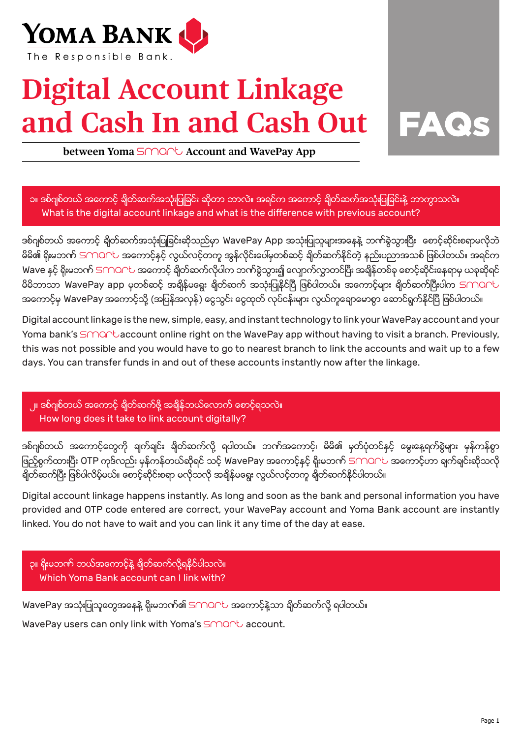**YOMA BANK**

The Responsible Bank.

# Digital Account Linkage and Cash In and Cash Out

**between Yoma Smart Account and WavePay App**

# FAQs

## ၁။ ဒစ်ဂျစ်တယ် အကောင့် ချိတ်ဆက်အသုံးပြုခြင်း ဆိုတာ ဘာလဲ။ အရင်က အကောင့် ချိတ်ဆက်အသုံးပြုခြင်းနဲ့ ဘာကွာသလဲ။
## What is the digital account linkage and what is the difference with previous account?

ဒစ်ဂျစ်တယ် အကောင့် ချိတ်ဆက်အသုံးပြုခြင်းဆိုသည်မှာ WavePay App အသုံးပြုသူများအနေနဲ့ ဘဏ်ခွဲသွားပြီး စောင့်ဆိုင်းစရာမလိုဘဲ မိမိ၏ ရိုးမဘဏ် Smart အကောင့်နှင့် လွယ်လင့်တကူ အွန်လိုင်းပေါ်မှတစ်ဆင့် ချိတ်ဆက်နိုင်တဲ့ နည်းပညာအသစ် ဖြစ်ပါတယ်။ အရင်က Wave နှင့် ရိုးမဘဏ် Smart အကောင့် ချိတ်ဆက်လိုပါက ဘဏ်ခွဲသွားရ၍ လျှောက်လွှာတင်ပြီး အချိန်တစ်ခု စောင့်ဆိုင်းနေရာမှ ယခုဆိုရင် မိမိဘာသာ WavePay app မှတစ်ဆင့် အချိန်မရွေး ချိတ်ဆက် အသုံးပြုနိုင်ပြီ ဖြစ်ပါတယ်။ အကောင့်များ ချိတ်ဆက်ပြီးပါက Smart အကောင့်မှ WavePay အကောင့်သို့ (အပြန်အလှန်) ငွေသွင်း ငွေထုတ် လုပ်ငန်းများ လွယ်ကူချောမောစွာ ဆောင်ရွက်နိုင်ပြီ ဖြစ်ပါတယ်။

Digital account linkage is the new, simple, easy, and instant technology to link your WavePay account and your Yoma bank's Smart account online right on the WavePay app without having to visit a branch. Previously, this was not possible and you would have to go to nearest branch to link the accounts and wait up to a few days. You can transfer funds in and out of these accounts instantly now after the linkage.

## ၂။ ဒစ်ဂျစ်တယ် အကောင့် ချိတ်ဆက်ဖို့ အချိန်ဘယ်လောက် စောင့်ရသလဲ။
## How long does it take to link account digitally?

ဒစ်ဂျစ်တယ် အကောင့်တွေကို ချက်ချင်း ချိတ်ဆက်လို့ ရပါတယ်။ ဘဏ်အကောင့်၊ မိမိ၏ မှတ်ပုံတင်နှင့် မွေးနေ့ရက်စွဲများ မှန်ကန်စွာ ဖြည့်စွက်ထားပြီး OTP ကုဒ်လည်း မှန်ကန်တယ်ဆိုရင် သင့် WavePay အကောင့်နှင့် ရိုးမဘဏ် Smart အကောင့်ဟာ ချက်ချင်းဆိုသလို ချိတ်ဆက်ပြီး ဖြစ်ပါလိမ့်မယ်။ စောင့်ဆိုင်းစရာ မလိုသလို အချိန်မရွေး လွယ်လင့်တကူ ချိတ်ဆက်နိုင်ပါတယ်။

Digital account linkage happens instantly. As long and soon as the bank and personal information you have provided and OTP code entered are correct, your WavePay account and Yoma Bank account are instantly linked. You do not have to wait and you can link it any time of the day at ease.

## ၃။ ရိုးမဘဏ် ဘယ်အကောင့်နဲ့ ချိတ်ဆက်လို့ရနိုင်ပါသလဲ။
## Which Yoma Bank account can I link with?

WavePay အသုံးပြုသူတွေအနေနဲ့ ရိုးမဘဏ်၏ Smart အကောင့်နဲ့သာ ချိတ်ဆက်လို့ ရပါတယ်။

WavePay users can only link with Yoma's Smart account.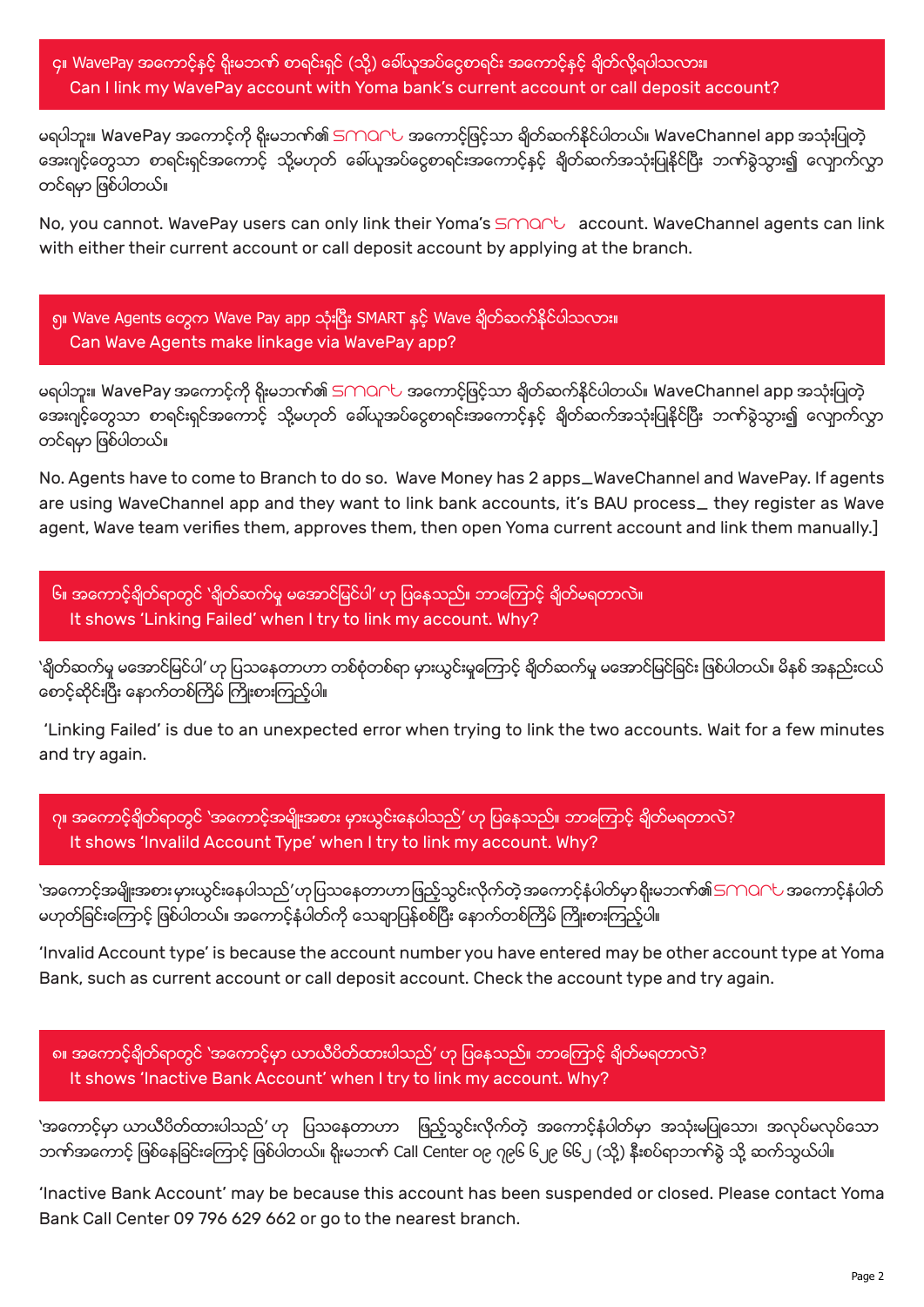## ၄။ WavePay အကောင့်နှင့် ရိုးမဘဏ် စာရင်းရှင် (သို့) ခေါ်ယူအပ်ငွေစာရင်း အကောင့်နှင့် ချိတ်လို့ရပါသလား။ Can I link my WavePay account with Yoma bank's current account or call deposit account?

မရပါဘူး။ WavePay အကောင့်ကို ရိုးမဘဏ်၏ smart အကောင့်ဖြင့်သာ ချိတ်ဆက်နိုင်ပါတယ်။ WaveChannel app အသုံးပြုတဲ့ အေးဂျင့်တွေသာ စာရင်းရှင်အကောင့် သို့မဟုတ် ခေါ်ယူအပ်ငွေစာရင်းအကောင့်နှင့် ချိတ်ဆက်အသုံးပြုနိုင်ပြီး ဘဏ်ခွဲသွား၍ လျှောက်လွှာတင်ရမှာ ဖြစ်ပါတယ်။

No, you cannot. WavePay users can only link their Yoma's smart account. WaveChannel agents can link with either their current account or call deposit account by applying at the branch.

## ၅။ Wave Agents တွေက Wave Pay app သုံးပြီး SMART နှင့် Wave ချိတ်ဆက်နိုင်ပါသလား။ Can Wave Agents make linkage via WavePay app?

မရပါဘူး။ WavePay အကောင့်ကို ရိုးမဘဏ်၏ smart အကောင့်ဖြင့်သာ ချိတ်ဆက်နိုင်ပါတယ်။ WaveChannel app အသုံးပြုတဲ့ အေးဂျင့်တွေသာ စာရင်းရှင်အကောင့် သို့မဟုတ် ခေါ်ယူအပ်ငွေစာရင်းအကောင့်နှင့် ချိတ်ဆက်အသုံးပြုနိုင်ပြီး ဘဏ်ခွဲသွား၍ လျှောက်လွှာတင်ရမှာ ဖြစ်ပါတယ်။

No. Agents have to come to Branch to do so. Wave Money has 2 apps_WaveChannel and WavePay. If agents are using WaveChannel app and they want to link bank accounts, it's BAU process_ they register as Wave agent, Wave team verifies them, approves them, then open Yoma current account and link them manually.]

## ၆။ အကောင့်ချိတ်ရာတွင် 'ချိတ်ဆက်မှု မအောင်မြင်ပါ' ဟု ပြနေသည်။ ဘာကြောင့် ချိတ်မရတာလဲ။ It shows 'Linking Failed' when I try to link my account. Why?

'ချိတ်ဆက်မှု မအောင်မြင်ပါ' ဟု ပြသနေတာဟာ တစ်စုံတစ်ရာ မှားယွင်းမှုကြောင့် ချိတ်ဆက်မှု မအောင်မြင်ခြင်း ဖြစ်ပါတယ်။ မိနစ် အနည်းငယ် စောင့်ဆိုင်းပြီး နောက်တစ်ကြိမ် ကြိုးစားကြည့်ပါ။

'Linking Failed' is due to an unexpected error when trying to link the two accounts. Wait for a few minutes and try again.

## ၇။ အကောင့်ချိတ်ရာတွင် 'အကောင့်အမျိုးအစား မှားယွင်းနေပါသည်' ဟု ပြနေသည်။ ဘာကြောင့် ချိတ်မရတာလဲ? It shows 'Invalild Account Type' when I try to link my account. Why?

'အကောင့်အမျိုးအစား မှားယွင်းနေပါသည်' ဟုပြသနေတာဟာ ဖြည့်သွင်းလိုက်တဲ့ အကောင့်နံပါတ်မှာ ရိုးမဘဏ်၏ smart အကောင့်နံပါတ် မဟုတ်ခြင်းကြောင့် ဖြစ်ပါတယ်။ အကောင့်နံပါတ်ကို သေချာပြန်စစ်ပြီး နောက်တစ်ကြိမ် ကြိုးစားကြည့်ပါ။

'Invalid Account type' is because the account number you have entered may be other account type at Yoma Bank, such as current account or call deposit account. Check the account type and try again.

## ၈။ အကောင့်ချိတ်ရာတွင် 'အကောင့်မှာ ယာယီပိတ်ထားပါသည်' ဟု ပြနေသည်။ ဘာကြောင့် ချိတ်မရတာလဲ? It shows 'Inactive Bank Account' when I try to link my account. Why?

'အကောင့်မှာ ယာယီပိတ်ထားပါသည်' ဟု ပြသနေတာဟာ ဖြည့်သွင်းလိုက်တဲ့ အကောင့်နံပါတ်မှာ အသုံးမပြုသော၊ အလုပ်မလုပ်သော ဘဏ်အကောင့် ဖြစ်နေခြင်းကြောင့် ဖြစ်ပါတယ်။ ရိုးမဘဏ် Call Center ၀၉ ၇၉၆ ၆၂၉ ၆၆၂ (သို့) နီးစပ်ရာဘဏ်ခွဲ သို့ ဆက်သွယ်ပါ။

'Inactive Bank Account' may be because this account has been suspended or closed. Please contact Yoma Bank Call Center 09 796 629 662 or go to the nearest branch.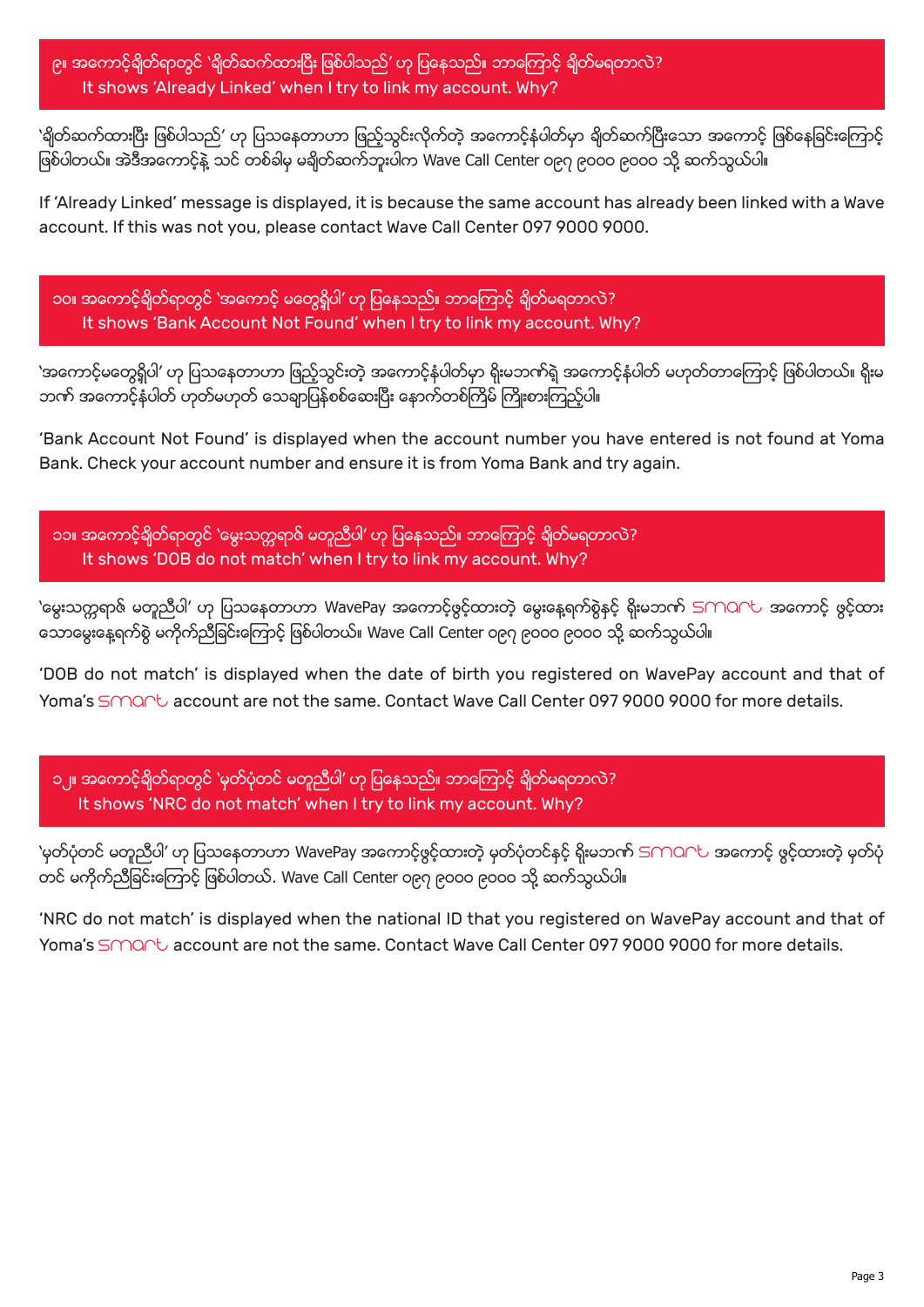## ၉။ အကောင့်ချိတ်ရာတွင် 'ချိတ်ဆက်ထားပြီး ဖြစ်ပါသည်' ဟု ပြနေသည်။ ဘာကြောင့် ချိတ်မရတာလဲ? It shows 'Already Linked' when I try to link my account. Why?

'ချိတ်ဆက်ထားပြီး ဖြစ်ပါသည်' ဟု ပြသနေတာဟာ ဖြည့်သွင်းလိုက်တဲ့ အကောင့်နံပါတ်မှာ ချိတ်ဆက်ပြီးသော အကောင့် ဖြစ်နေခြင်းကြောင့် ဖြစ်ပါတယ်။ အဲဒီအကောင့်နဲ့ သင် တစ်ခါမှ မချိတ်ဆက်ဘူးပါက Wave Call Center ၀၉၇ ၉၀၀၀ ၉၀၀၀ သို့ ဆက်သွယ်ပါ။

If 'Already Linked' message is displayed, it is because the same account has already been linked with a Wave account. If this was not you, please contact Wave Call Center 097 9000 9000.

## ၁၀။ အကောင့်ချိတ်ရာတွင် 'အကောင့် မတွေ့ရှိပါ' ဟု ပြနေသည်။ ဘာကြောင့် ချိတ်မရတာလဲ? It shows 'Bank Account Not Found' when I try to link my account. Why?

'အကောင့်မတွေ့ရှိပါ' ဟု ပြသနေတာဟာ ဖြည့်သွင်းတဲ့ အကောင့်နံပါတ်မှာ ရိုးမဘဏ်ရဲ့ အကောင့်နံပါတ် မဟုတ်တာကြောင့် ဖြစ်ပါတယ်။ ရိုးမဘဏ် အကောင့်နံပါတ် ဟုတ်မဟုတ် သေချာပြန်စစ်ဆေးပြီး နောက်တစ်ကြိမ် ကြိုးစားကြည့်ပါ။

'Bank Account Not Found' is displayed when the account number you have entered is not found at Yoma Bank. Check your account number and ensure it is from Yoma Bank and try again.

## ၁၁။ အကောင့်ချိတ်ရာတွင် 'မွေးသက္ကရာဇ် မတူညီပါ' ဟု ပြနေသည်။ ဘာကြောင့် ချိတ်မရတာလဲ? It shows 'DOB do not match' when I try to link my account. Why?

'မွေးသက္ကရာဇ် မတူညီပါ' ဟု ပြသနေတာဟာ WavePay အကောင့်ဖွင့်ထားတဲ့ မွေးနေ့ရက်စွဲနှင့် ရိုးမဘဏ် smart အကောင့် ဖွင့်ထားသောမွေးနေ့ရက်စွဲ မကိုက်ညီခြင်းကြောင့် ဖြစ်ပါတယ်။ Wave Call Center ၀၉၇ ၉၀၀၀ ၉၀၀၀ သို့ ဆက်သွယ်ပါ။

'DOB do not match' is displayed when the date of birth you registered on WavePay account and that of Yoma's smart account are not the same. Contact Wave Call Center 097 9000 9000 for more details.

## ၁၂။ အကောင့်ချိတ်ရာတွင် 'မှတ်ပုံတင် မတူညီပါ' ဟု ပြနေသည်။ ဘာကြောင့် ချိတ်မရတာလဲ? It shows 'NRC do not match' when I try to link my account. Why?

'မှတ်ပုံတင် မတူညီပါ' ဟု ပြသနေတာဟာ WavePay အကောင့်ဖွင့်ထားတဲ့ မှတ်ပုံတင်နှင့် ရိုးမဘဏ် smart အကောင့် ဖွင့်ထားတဲ့ မှတ်ပုံတင် မကိုက်ညီခြင်းကြောင့် ဖြစ်ပါတယ်. Wave Call Center ၀၉၇ ၉၀၀၀ ၉၀၀၀ သို့ ဆက်သွယ်ပါ။

'NRC do not match' is displayed when the national ID that you registered on WavePay account and that of Yoma's smart account are not the same. Contact Wave Call Center 097 9000 9000 for more details.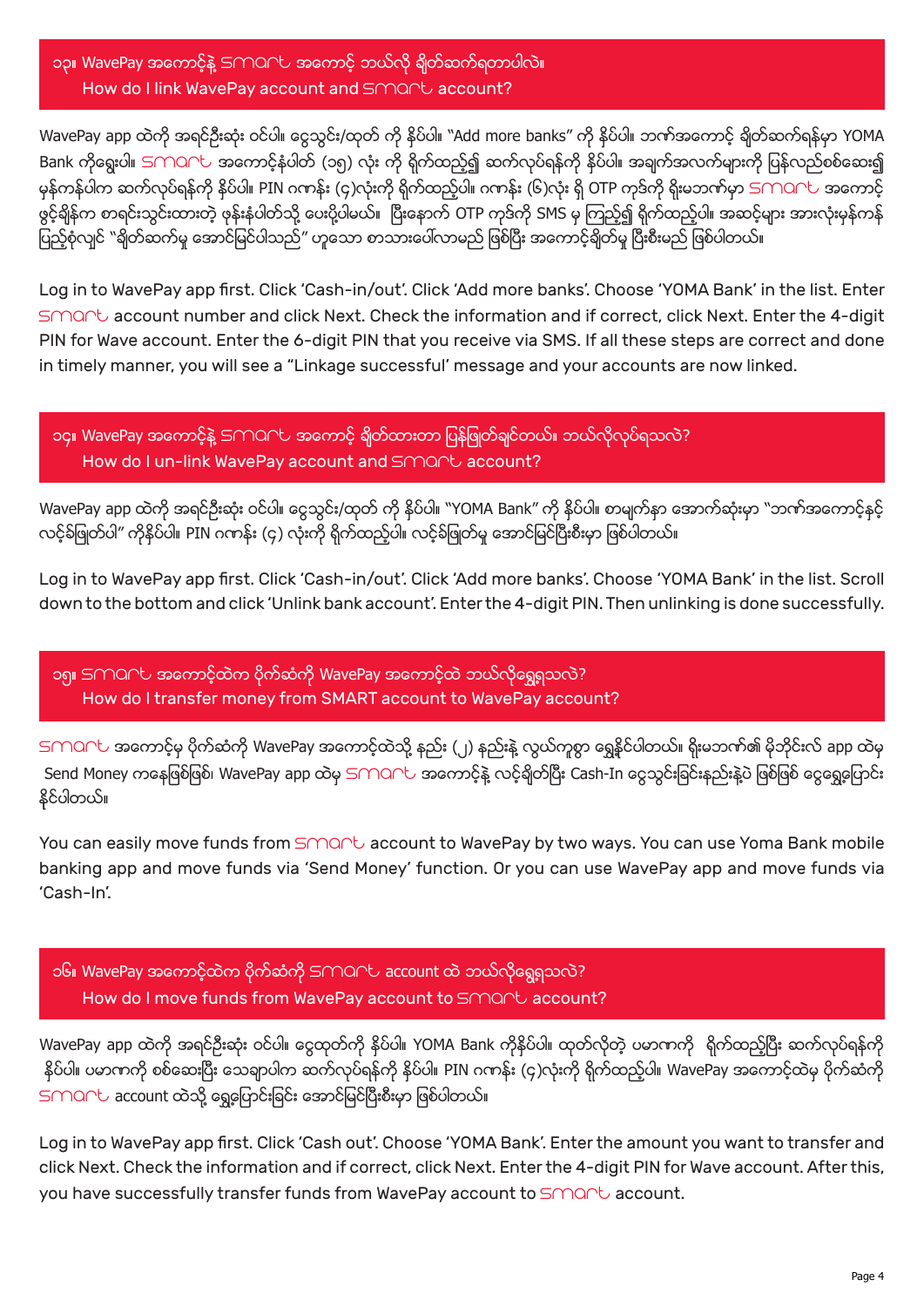## ၁၃။ WavePay အကောင့်နဲ့ SMART အကောင့် ဘယ်လို ချိတ်ဆက်ရတာပါလဲ။
## How do I link WavePay account and SMART account?

WavePay app ထဲကို အရင်ဦးဆုံး ဝင်ပါ။ ငွေသွင်း/ထုတ် ကို နှိပ်ပါ။ "Add more banks" ကို နှိပ်ပါ။ ဘဏ်အကောင့် ချိတ်ဆက်ရန်မှာ YOMA Bank ကိုရွေးပါ။ SMART အကောင့်နံပါတ် (၁၅) လုံး ကို ရိုက်ထည့်၍ ဆက်လုပ်ရန်ကို နှိပ်ပါ။ အချက်အလက်များကို ပြန်လည်စစ်ဆေး၍ မှန်ကန်ပါက ဆက်လုပ်ရန်ကို နှိပ်ပါ။ PIN ဂဏန်း (၄)လုံးကို ရိုက်ထည့်ပါ။ ဂဏန်း (၆)လုံး ရှိ OTP ကုဒ်ကို ရိုးမဘဏ်မှာ SMART အကောင့်ဖွင့်ချိန်က စာရင်းသွင်းထားတဲ့ ဖုန်းနံပါတ်သို့ ပေးပို့ပါမယ်။ ပြီးနောက် OTP ကုဒ်ကို SMS မှ ကြည့်၍ ရိုက်ထည့်ပါ။ အဆင့်များ အားလုံးမှန်ကန်ပြည့်စုံလျှင် "ချိတ်ဆက်မှု အောင်မြင်ပါသည်" ဟူသော စာသားပေါ်လာမည် ဖြစ်ပြီး အကောင့်ချိတ်မှု ပြီးစီးမည် ဖြစ်ပါတယ်။

Log in to WavePay app first. Click 'Cash-in/out'. Click 'Add more banks'. Choose 'YOMA Bank' in the list. Enter SMART account number and click Next. Check the information and if correct, click Next. Enter the 4-digit PIN for Wave account. Enter the 6-digit PIN that you receive via SMS. If all these steps are correct and done in timely manner, you will see a "Linkage successful' message and your accounts are now linked.

## ၁၄။ WavePay အကောင့်နဲ့ SMART အကောင့် ချိတ်ထားတာ ပြန်ဖြုတ်ချင်တယ်။ ဘယ်လိုလုပ်ရသလဲ?
## How do I un-link WavePay account and SMART account?

WavePay app ထဲကို အရင်ဦးဆုံး ဝင်ပါ။ ငွေသွင်း/ထုတ် ကို နှိပ်ပါ။ "YOMA Bank" ကို နှိပ်ပါ။ စာမျက်နှာ အောက်ဆုံးမှာ "ဘဏ်အကောင့်နှင့် လင့်ခ်ဖြုတ်ပါ" ကိုနှိပ်ပါ။ PIN ဂဏန်း (၄) လုံးကို ရိုက်ထည့်ပါ။ လင့်ခ်ဖြုတ်မှု အောင်မြင်ပြီးစီးမှာ ဖြစ်ပါတယ်။

Log in to WavePay app first. Click 'Cash-in/out'. Click 'Add more banks'. Choose 'YOMA Bank' in the list. Scroll down to the bottom and click 'Unlink bank account'. Enter the 4-digit PIN. Then unlinking is done successfully.

## ၁၅။ SMART အကောင့်ထဲက ပိုက်ဆံကို WavePay အကောင့်ထဲ ဘယ်လိုရွှေ့ရသလဲ?
## How do I transfer money from SMART account to WavePay account?

SMART အကောင့်မှ ပိုက်ဆံကို WavePay အကောင့်ထဲသို့ နည်း (၂) နည်းနဲ့ လွယ်ကူစွာ ရွှေ့နိုင်ပါတယ်။ ရိုးမဘဏ်၏ မိုဘိုင်းလ် app ထဲမှ Send Money ကနေဖြစ်ဖြစ်၊ WavePay app ထဲမှ SMART အကောင့်နဲ့ လင့်ချိတ်ပြီး Cash-In ငွေသွင်းခြင်းနည်းနဲ့ပဲ ဖြစ်ဖြစ် ငွေရွှေ့ပြောင်းနိုင်ပါတယ်။

You can easily move funds from SMART account to WavePay by two ways. You can use Yoma Bank mobile banking app and move funds via 'Send Money' function. Or you can use WavePay app and move funds via 'Cash-In'.

## ၁၆။ WavePay အကောင့်ထဲက ပိုက်ဆံကို SMART account ထဲ ဘယ်လိုရွှေ့ရသလဲ?
## How do I move funds from WavePay account to SMART account?

WavePay app ထဲကို အရင်ဦးဆုံး ဝင်ပါ။ ငွေထုတ်ကို နှိပ်ပါ။ YOMA Bank ကိုနှိပ်ပါ။ ထုတ်လိုတဲ့ ပမာဏကို ရိုက်ထည့်ပြီး ဆက်လုပ်ရန်ကို နှိပ်ပါ။ ပမာဏကို စစ်ဆေးပြီး သေချာပါက ဆက်လုပ်ရန်ကို နှိပ်ပါ။ PIN ဂဏန်း (၄)လုံးကို ရိုက်ထည့်ပါ။ WavePay အကောင့်ထဲမှ ပိုက်ဆံကို SMART account ထဲသို့ ရွှေ့ပြောင်းခြင်း အောင်မြင်ပြီးစီးမှာ ဖြစ်ပါတယ်။

Log in to WavePay app first. Click 'Cash out'. Choose 'YOMA Bank'. Enter the amount you want to transfer and click Next. Check the information and if correct, click Next. Enter the 4-digit PIN for Wave account. After this, you have successfully transfer funds from WavePay account to SMART account.